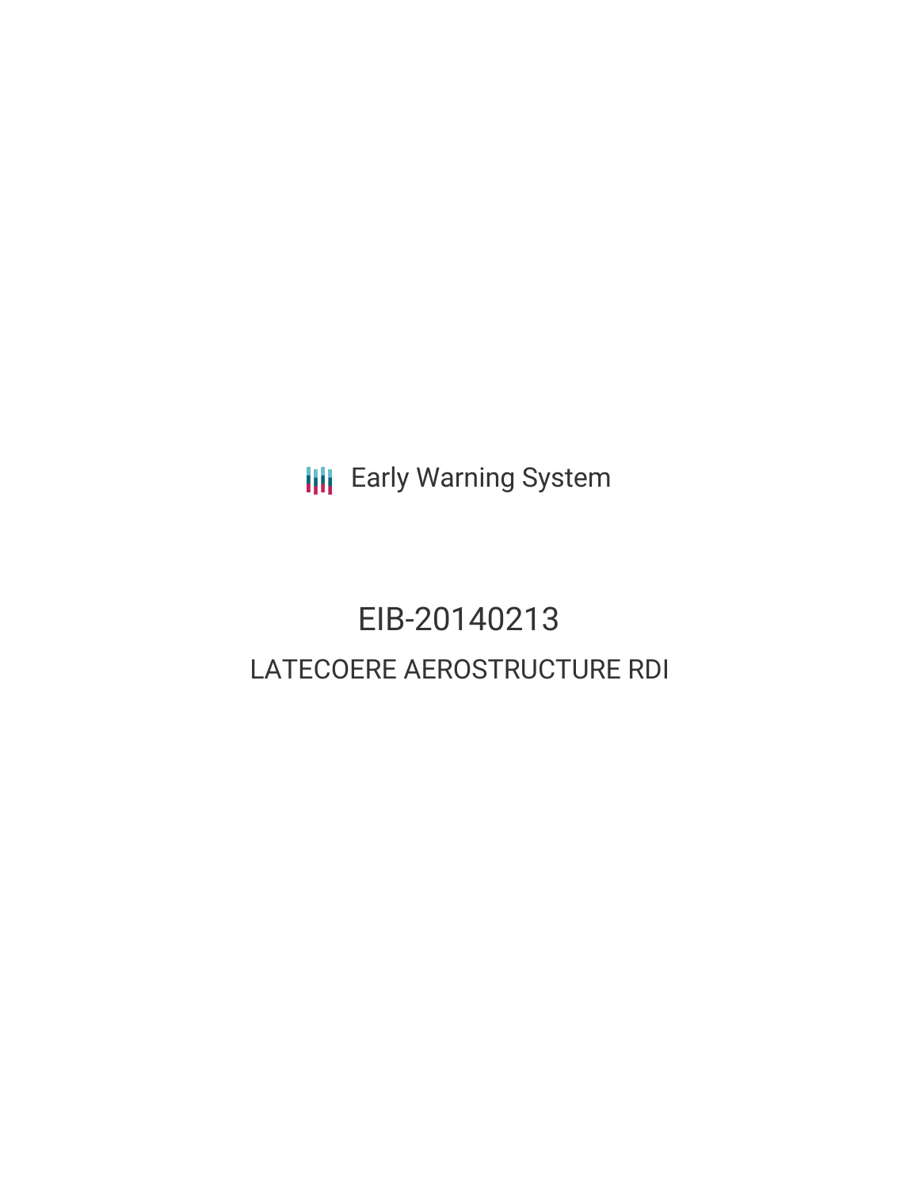Early Warning System

# EIB-20140213

## LATECOERE AEROSTRUCTURE RDI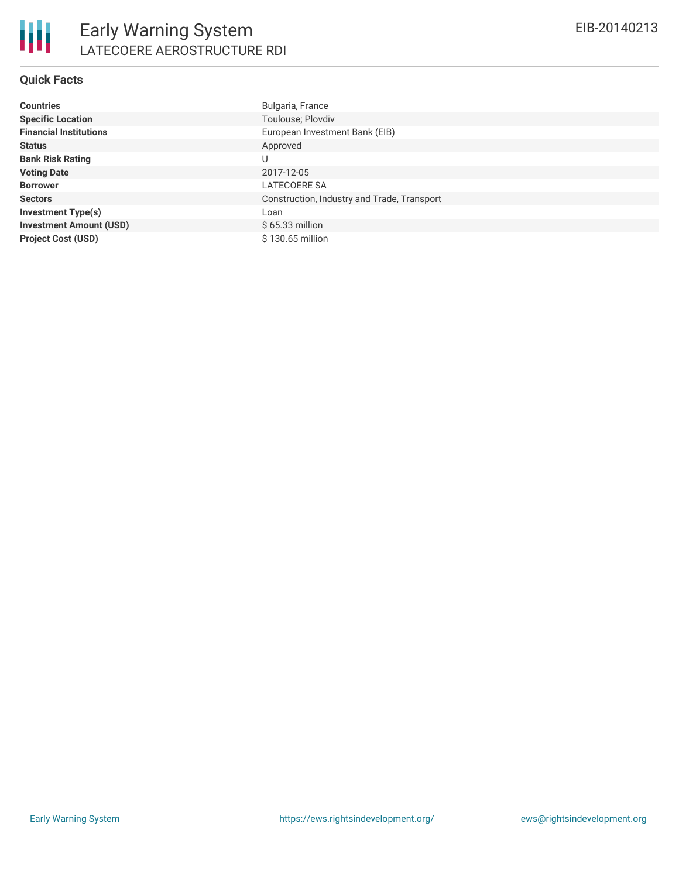## Quick Facts

| | |
|---|---|
| **Countries** | Bulgaria, France |
| **Specific Location** | Toulouse; Plovdiv |
| **Financial Institutions** | European Investment Bank (EIB) |
| **Status** | Approved |
| **Bank Risk Rating** | U |
| **Voting Date** | 2017-12-05 |
| **Borrower** | LATECOERE SA |
| **Sectors** | Construction, Industry and Trade, Transport |
| **Investment Type(s)** | Loan |
| **Investment Amount (USD)** | $ 65.33 million |
| **Project Cost (USD)** | $ 130.65 million |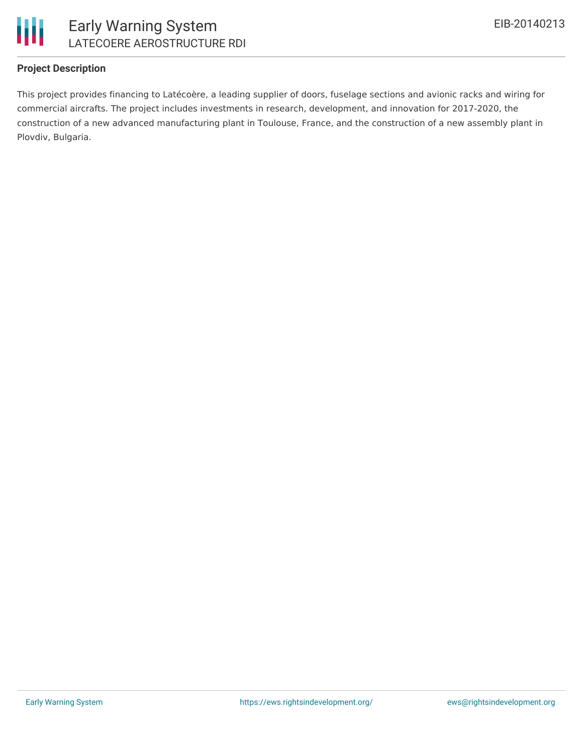**Project Description**

This project provides financing to Latécoère, a leading supplier of doors, fuselage sections and avionic racks and wiring for commercial aircrafts. The project includes investments in research, development, and innovation for 2017-2020, the construction of a new advanced manufacturing plant in Toulouse, France, and the construction of a new assembly plant in Plovdiv, Bulgaria.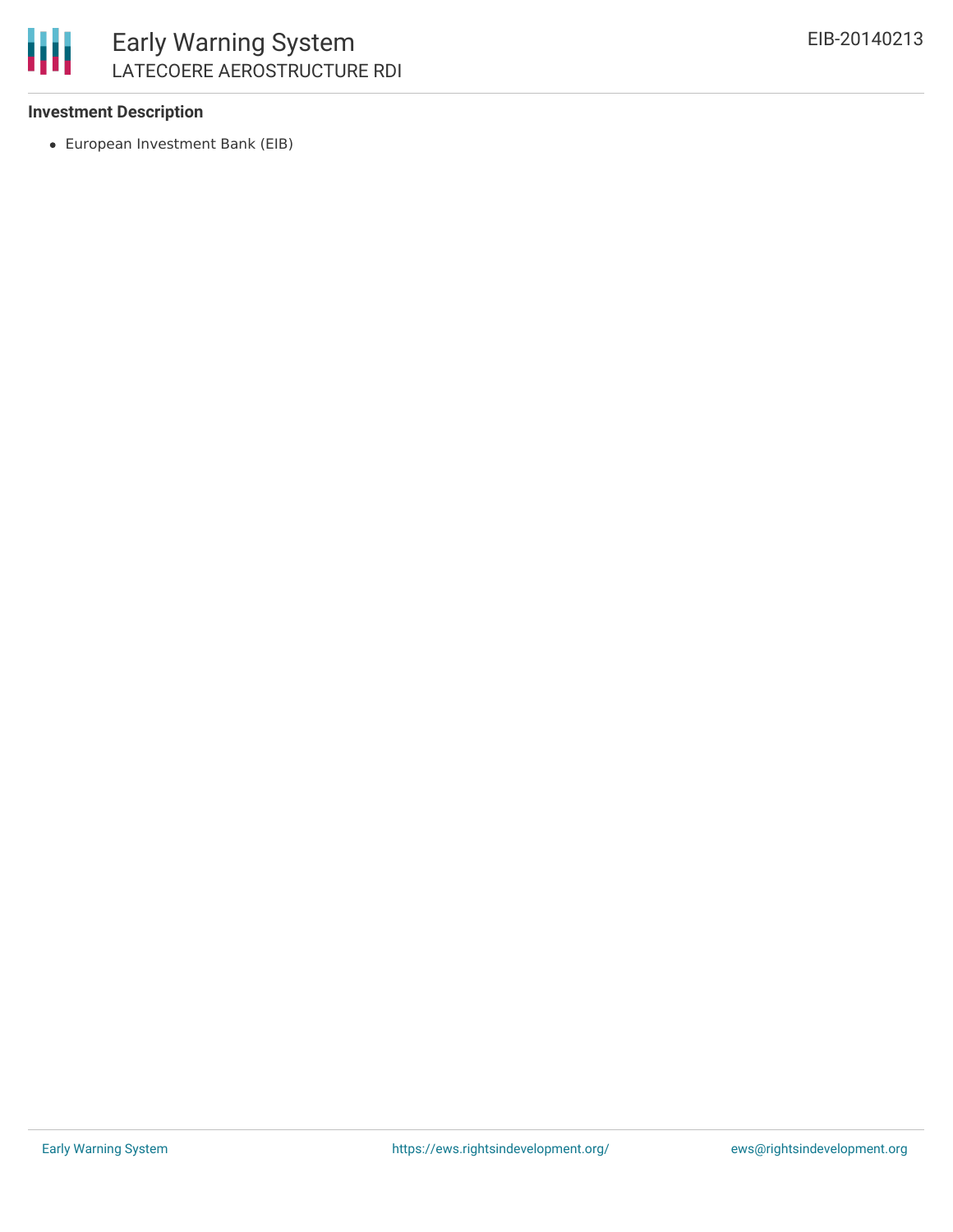**Investment Description**

- European Investment Bank (EIB)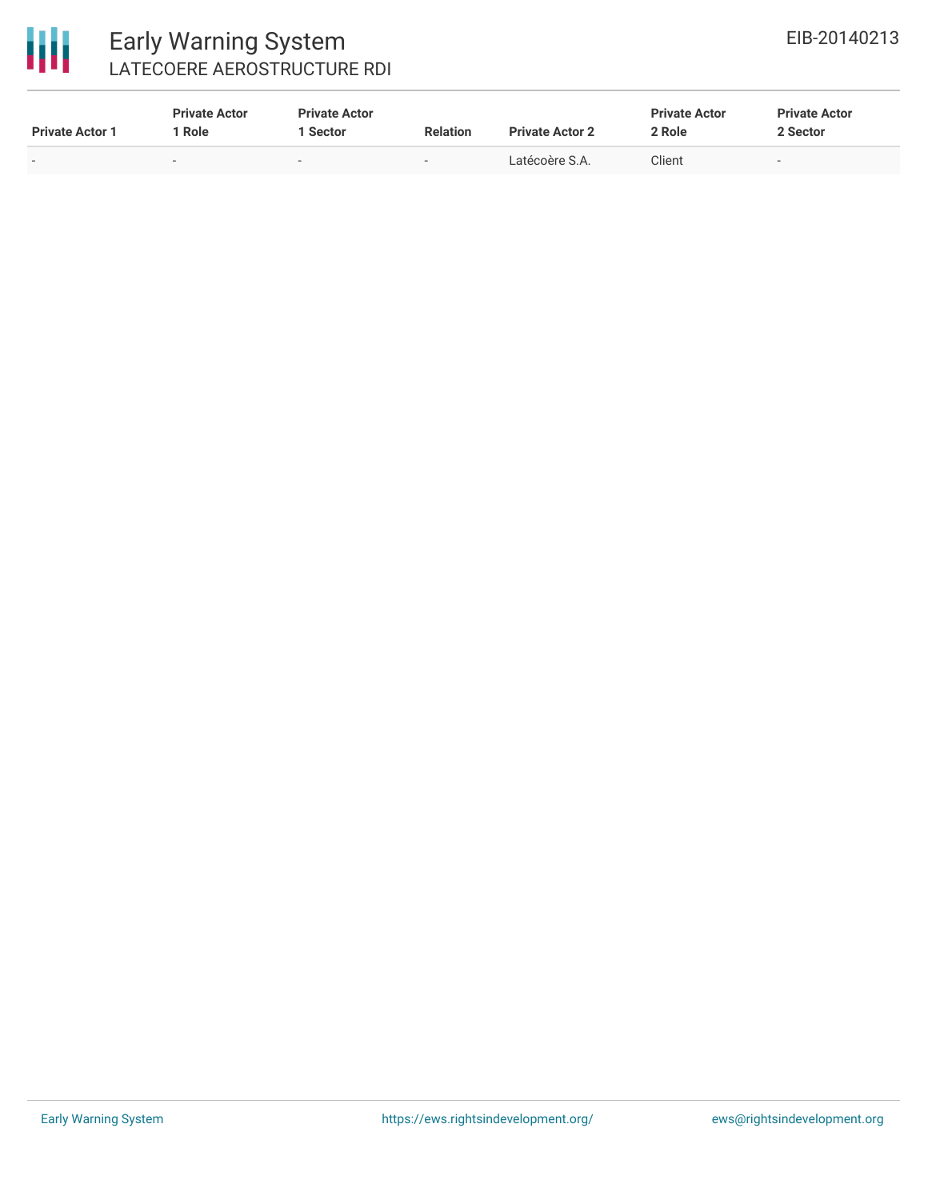| Private Actor 1 | Private Actor 1 Role | Private Actor 1 Sector | Relation | Private Actor 2 | Private Actor 2 Role | Private Actor 2 Sector |
| --- | --- | --- | --- | --- | --- | --- |
| - | - | - | - | Latécoère S.A. | Client | - |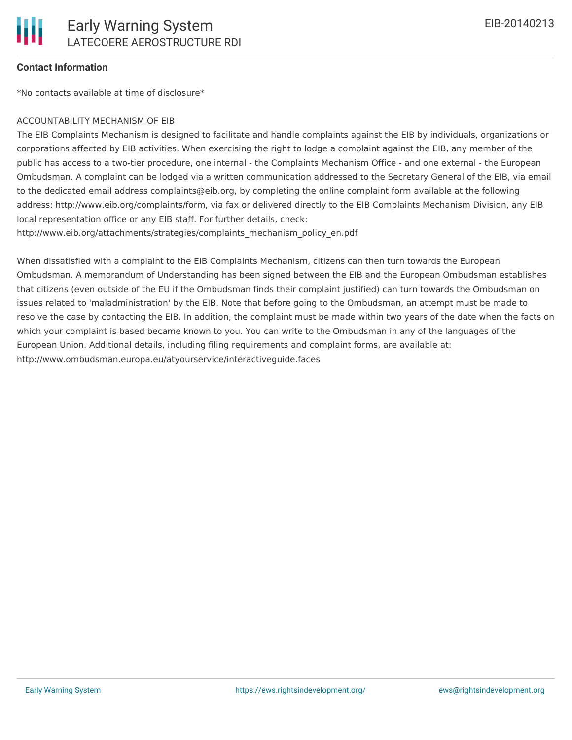**Contact Information**

*No contacts available at time of disclosure*

ACCOUNTABILITY MECHANISM OF EIB

The EIB Complaints Mechanism is designed to facilitate and handle complaints against the EIB by individuals, organizations or corporations affected by EIB activities. When exercising the right to lodge a complaint against the EIB, any member of the public has access to a two-tier procedure, one internal - the Complaints Mechanism Office - and one external - the European Ombudsman. A complaint can be lodged via a written communication addressed to the Secretary General of the EIB, via email to the dedicated email address complaints@eib.org, by completing the online complaint form available at the following address: http://www.eib.org/complaints/form, via fax or delivered directly to the EIB Complaints Mechanism Division, any EIB local representation office or any EIB staff. For further details, check: http://www.eib.org/attachments/strategies/complaints_mechanism_policy_en.pdf

When dissatisfied with a complaint to the EIB Complaints Mechanism, citizens can then turn towards the European Ombudsman. A memorandum of Understanding has been signed between the EIB and the European Ombudsman establishes that citizens (even outside of the EU if the Ombudsman finds their complaint justified) can turn towards the Ombudsman on issues related to 'maladministration' by the EIB. Note that before going to the Ombudsman, an attempt must be made to resolve the case by contacting the EIB. In addition, the complaint must be made within two years of the date when the facts on which your complaint is based became known to you. You can write to the Ombudsman in any of the languages of the European Union. Additional details, including filing requirements and complaint forms, are available at: http://www.ombudsman.europa.eu/atyourservice/interactiveguide.faces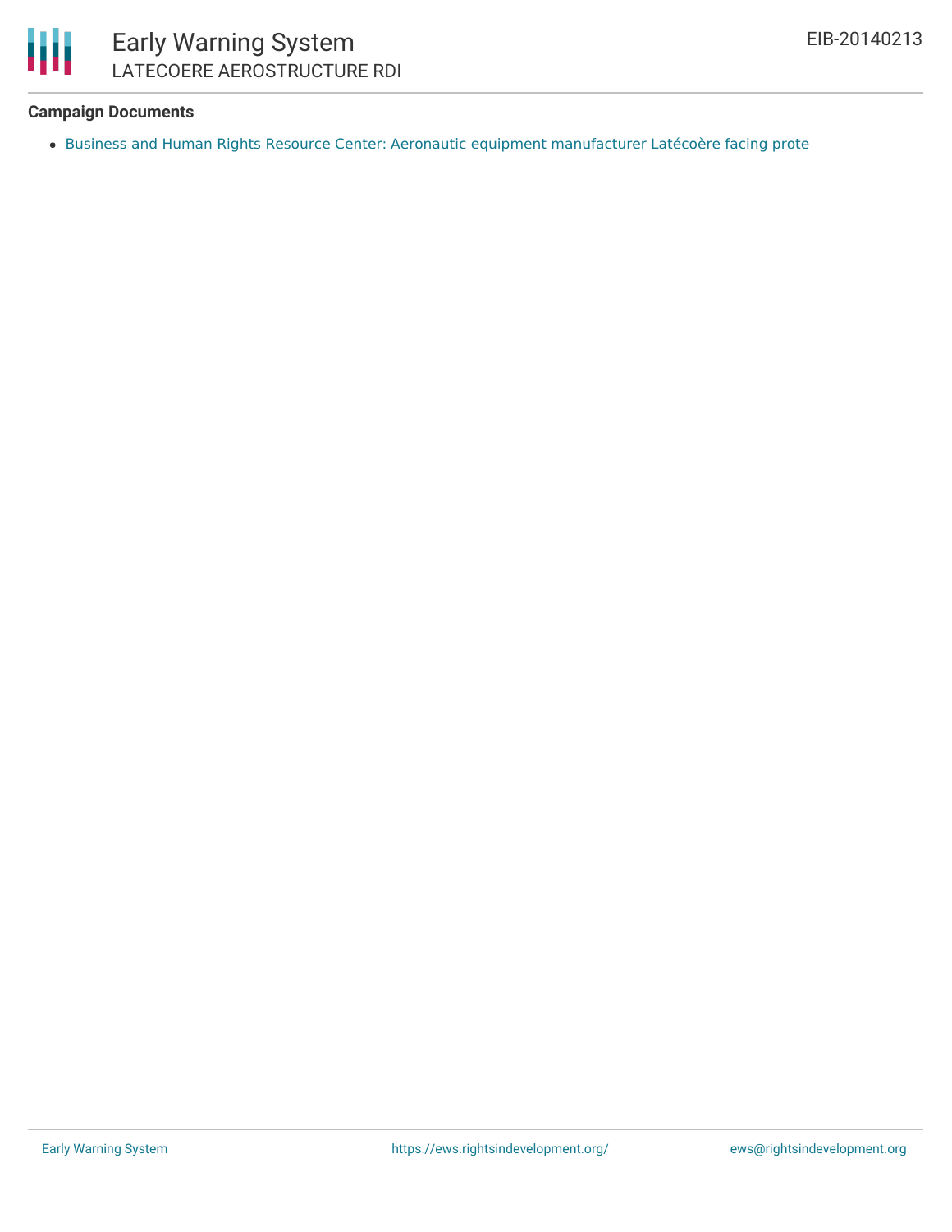**Campaign Documents**

- Business and Human Rights Resource Center: Aeronautic equipment manufacturer Latécoère facing prote